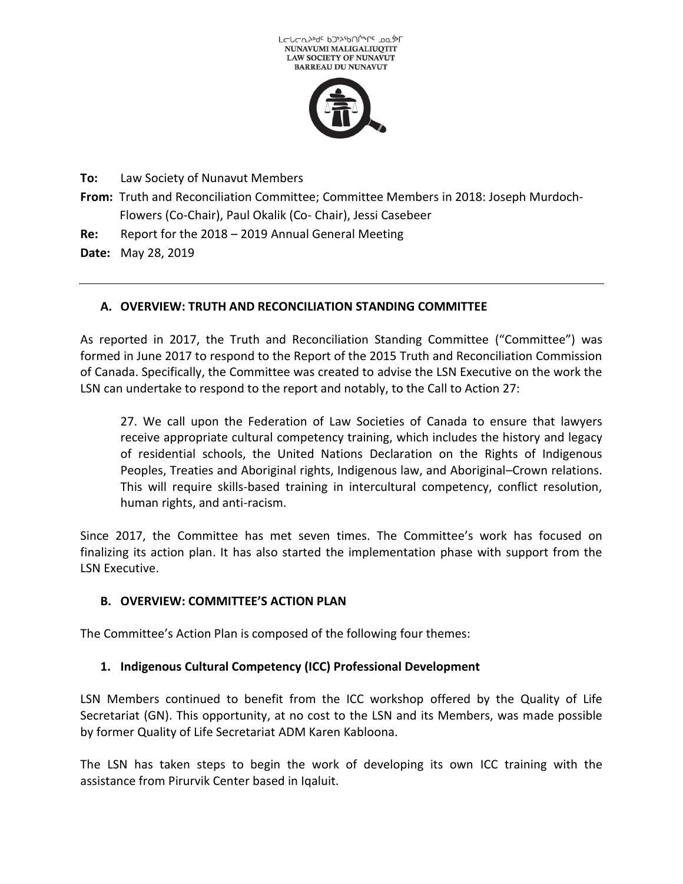ᒪᓕᒐᓕᐅᖅᑏᑦ ᑲᑐᔾᔨᖃᑎᒌᖏᑦ ᓄᓇᕗᒥ
NUNAVUMI MALIGALIUQTIT
LAW SOCIETY OF NUNAVUT
BARREAU DU NUNAVUT

**To:** Law Society of Nunavut Members

**From:** Truth and Reconciliation Committee; Committee Members in 2018: Joseph Murdoch-Flowers (Co-Chair), Paul Okalik (Co- Chair), Jessi Casebeer

**Re:** Report for the 2018 – 2019 Annual General Meeting

**Date:** May 28, 2019

---

## A. OVERVIEW: TRUTH AND RECONCILIATION STANDING COMMITTEE

As reported in 2017, the Truth and Reconciliation Standing Committee ("Committee") was formed in June 2017 to respond to the Report of the 2015 Truth and Reconciliation Commission of Canada. Specifically, the Committee was created to advise the LSN Executive on the work the LSN can undertake to respond to the report and notably, to the Call to Action 27:

> 27. We call upon the Federation of Law Societies of Canada to ensure that lawyers receive appropriate cultural competency training, which includes the history and legacy of residential schools, the United Nations Declaration on the Rights of Indigenous Peoples, Treaties and Aboriginal rights, Indigenous law, and Aboriginal–Crown relations. This will require skills-based training in intercultural competency, conflict resolution, human rights, and anti-racism.

Since 2017, the Committee has met seven times. The Committee's work has focused on finalizing its action plan. It has also started the implementation phase with support from the LSN Executive.

## B. OVERVIEW: COMMITTEE'S ACTION PLAN

The Committee's Action Plan is composed of the following four themes:

### 1. Indigenous Cultural Competency (ICC) Professional Development

LSN Members continued to benefit from the ICC workshop offered by the Quality of Life Secretariat (GN). This opportunity, at no cost to the LSN and its Members, was made possible by former Quality of Life Secretariat ADM Karen Kabloona.

The LSN has taken steps to begin the work of developing its own ICC training with the assistance from Pirurvik Center based in Iqaluit.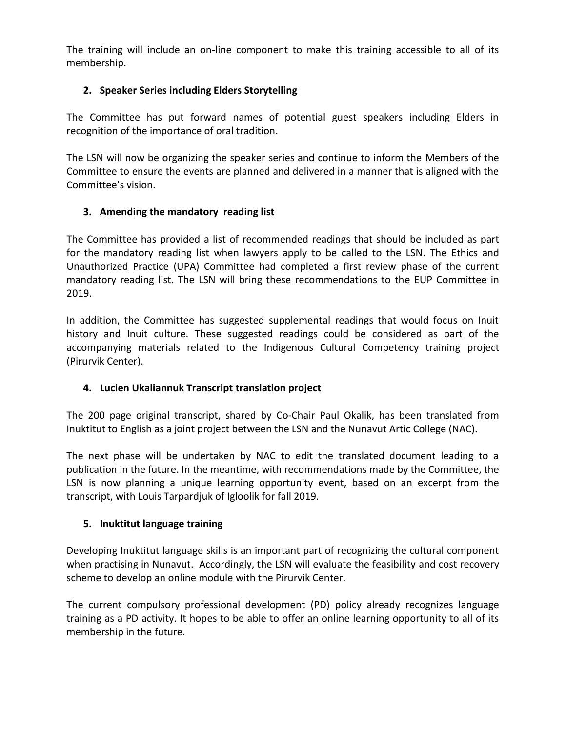The training will include an on-line component to make this training accessible to all of its membership.

2. **Speaker Series including Elders Storytelling**

The Committee has put forward names of potential guest speakers including Elders in recognition of the importance of oral tradition.

The LSN will now be organizing the speaker series and continue to inform the Members of the Committee to ensure the events are planned and delivered in a manner that is aligned with the Committee's vision.

3. **Amending the mandatory reading list**

The Committee has provided a list of recommended readings that should be included as part for the mandatory reading list when lawyers apply to be called to the LSN. The Ethics and Unauthorized Practice (UPA) Committee had completed a first review phase of the current mandatory reading list. The LSN will bring these recommendations to the EUP Committee in 2019.

In addition, the Committee has suggested supplemental readings that would focus on Inuit history and Inuit culture. These suggested readings could be considered as part of the accompanying materials related to the Indigenous Cultural Competency training project (Pirurvik Center).

4. **Lucien Ukaliannuk Transcript translation project**

The 200 page original transcript, shared by Co-Chair Paul Okalik, has been translated from Inuktitut to English as a joint project between the LSN and the Nunavut Artic College (NAC).

The next phase will be undertaken by NAC to edit the translated document leading to a publication in the future. In the meantime, with recommendations made by the Committee, the LSN is now planning a unique learning opportunity event, based on an excerpt from the transcript, with Louis Tarpardjuk of Igloolik for fall 2019.

5. **Inuktitut language training**

Developing Inuktitut language skills is an important part of recognizing the cultural component when practising in Nunavut. Accordingly, the LSN will evaluate the feasibility and cost recovery scheme to develop an online module with the Pirurvik Center.

The current compulsory professional development (PD) policy already recognizes language training as a PD activity. It hopes to be able to offer an online learning opportunity to all of its membership in the future.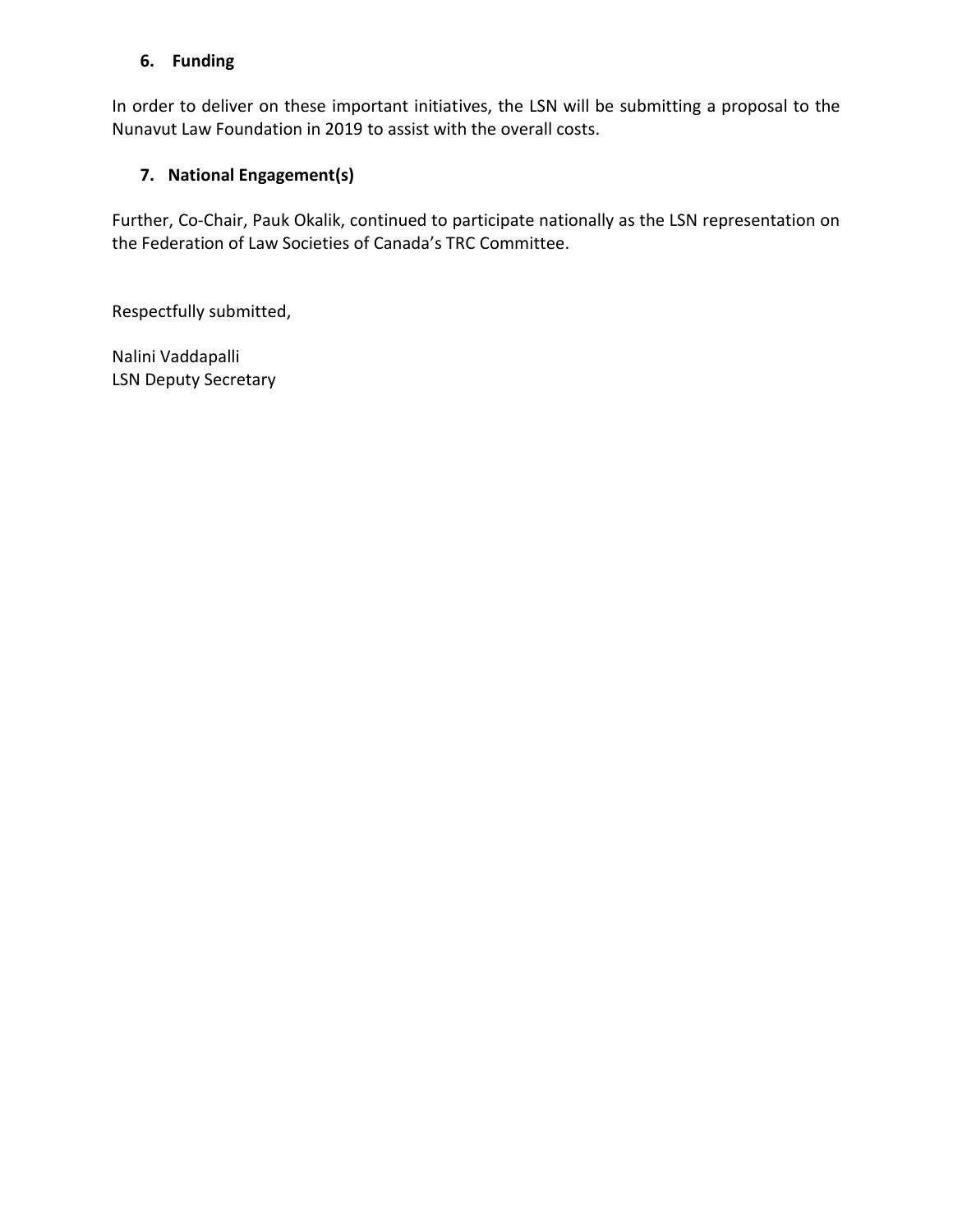### 6. Funding

In order to deliver on these important initiatives, the LSN will be submitting a proposal to the Nunavut Law Foundation in 2019 to assist with the overall costs.

### 7. National Engagement(s)

Further, Co-Chair, Pauk Okalik, continued to participate nationally as the LSN representation on the Federation of Law Societies of Canada's TRC Committee.

Respectfully submitted,

Nalini Vaddapalli
LSN Deputy Secretary